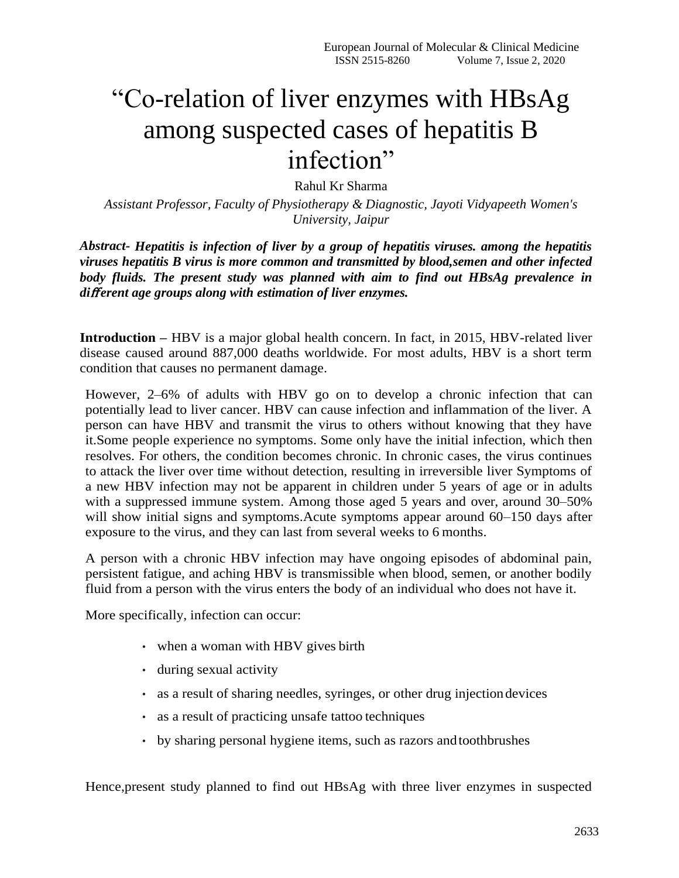# "Co-relation of liver enzymes with HBsAg among suspected cases of hepatitis B infection"

Rahul Kr Sharma

*Assistant Professor, Faculty of Physiotherapy & Diagnostic, Jayoti Vidyapeeth Women's University, Jaipur*

***Abstract- Hepatitis is infection of liver by a group of hepatitis viruses. among the hepatitis viruses hepatitis B virus is more common and transmitted by blood,semen and other infected body fluids. The present study was planned with aim to find out HBsAg prevalence in different age groups along with estimation of liver enzymes.***

**Introduction –** HBV is a major global health concern. In fact, in 2015, HBV-related liver disease caused around 887,000 deaths worldwide. For most adults, HBV is a short term condition that causes no permanent damage.

However, 2–6% of adults with HBV go on to develop a chronic infection that can potentially lead to liver cancer. HBV can cause infection and inflammation of the liver. A person can have HBV and transmit the virus to others without knowing that they have it.Some people experience no symptoms. Some only have the initial infection, which then resolves. For others, the condition becomes chronic. In chronic cases, the virus continues to attack the liver over time without detection, resulting in irreversible liver Symptoms of a new HBV infection may not be apparent in children under 5 years of age or in adults with a suppressed immune system. Among those aged 5 years and over, around 30–50% will show initial signs and symptoms.Acute symptoms appear around 60–150 days after exposure to the virus, and they can last from several weeks to 6 months.

A person with a chronic HBV infection may have ongoing episodes of abdominal pain, persistent fatigue, and aching HBV is transmissible when blood, semen, or another bodily fluid from a person with the virus enters the body of an individual who does not have it.

More specifically, infection can occur:

- when a woman with HBV gives birth
- during sexual activity
- as a result of sharing needles, syringes, or other drug injection devices
- as a result of practicing unsafe tattoo techniques
- by sharing personal hygiene items, such as razors and toothbrushes

Hence,present study planned to find out HBsAg with three liver enzymes in suspected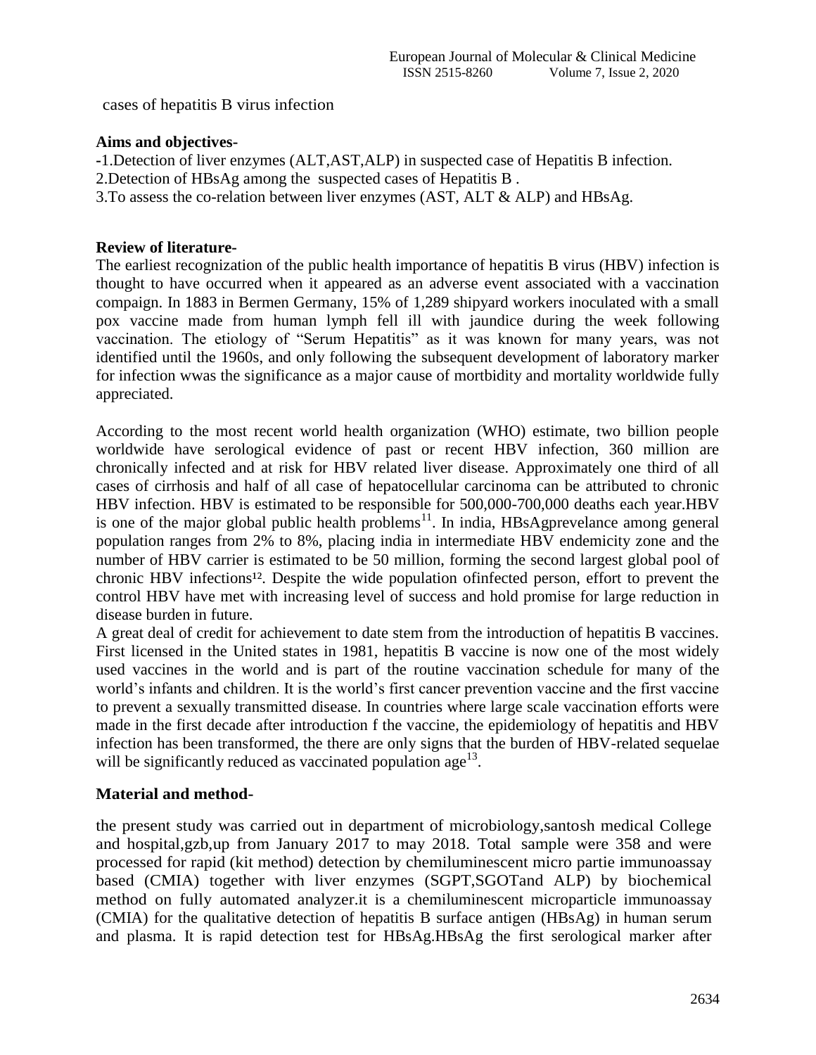cases of hepatitis B virus infection

**Aims and objectives-**

-1.Detection of liver enzymes (ALT,AST,ALP) in suspected case of Hepatitis B infection.
2.Detection of HBsAg among the suspected cases of Hepatitis B .
3.To assess the co-relation between liver enzymes (AST, ALT & ALP) and HBsAg.

**Review of literature-**

The earliest recognization of the public health importance of hepatitis B virus (HBV) infection is thought to have occurred when it appeared as an adverse event associated with a vaccination compaign. In 1883 in Bermen Germany, 15% of 1,289 shipyard workers inoculated with a small pox vaccine made from human lymph fell ill with jaundice during the week following vaccination. The etiology of "Serum Hepatitis" as it was known for many years, was not identified until the 1960s, and only following the subsequent development of laboratory marker for infection wwas the significance as a major cause of mortbidity and mortality worldwide fully appreciated.

According to the most recent world health organization (WHO) estimate, two billion people worldwide have serological evidence of past or recent HBV infection, 360 million are chronically infected and at risk for HBV related liver disease. Approximately one third of all cases of cirrhosis and half of all case of hepatocellular carcinoma can be attributed to chronic HBV infection. HBV is estimated to be responsible for 500,000-700,000 deaths each year.HBV is one of the major global public health problems[11]. In india, HBsAgprevelance among general population ranges from 2% to 8%, placing india in intermediate HBV endemicity zone and the number of HBV carrier is estimated to be 50 million, forming the second largest global pool of chronic HBV infections[12]. Despite the wide population ofinfected person, effort to prevent the control HBV have met with increasing level of success and hold promise for large reduction in disease burden in future.
A great deal of credit for achievement to date stem from the introduction of hepatitis B vaccines. First licensed in the United states in 1981, hepatitis B vaccine is now one of the most widely used vaccines in the world and is part of the routine vaccination schedule for many of the world's infants and children. It is the world's first cancer prevention vaccine and the first vaccine to prevent a sexually transmitted disease. In countries where large scale vaccination efforts were made in the first decade after introduction f the vaccine, the epidemiology of hepatitis and HBV infection has been transformed, the there are only signs that the burden of HBV-related sequelae will be significantly reduced as vaccinated population age[13].

**Material and method-**

the present study was carried out in department of microbiology,santosh medical College and hospital,gzb,up from January 2017 to may 2018. Total sample were 358 and were processed for rapid (kit method) detection by chemiluminescent micro partie immunoassay based (CMIA) together with liver enzymes (SGPT,SGOTand ALP) by biochemical method on fully automated analyzer.it is a chemiluminescent microparticle immunoassay (CMIA) for the qualitative detection of hepatitis B surface antigen (HBsAg) in human serum and plasma. It is rapid detection test for HBsAg.HBsAg the first serological marker after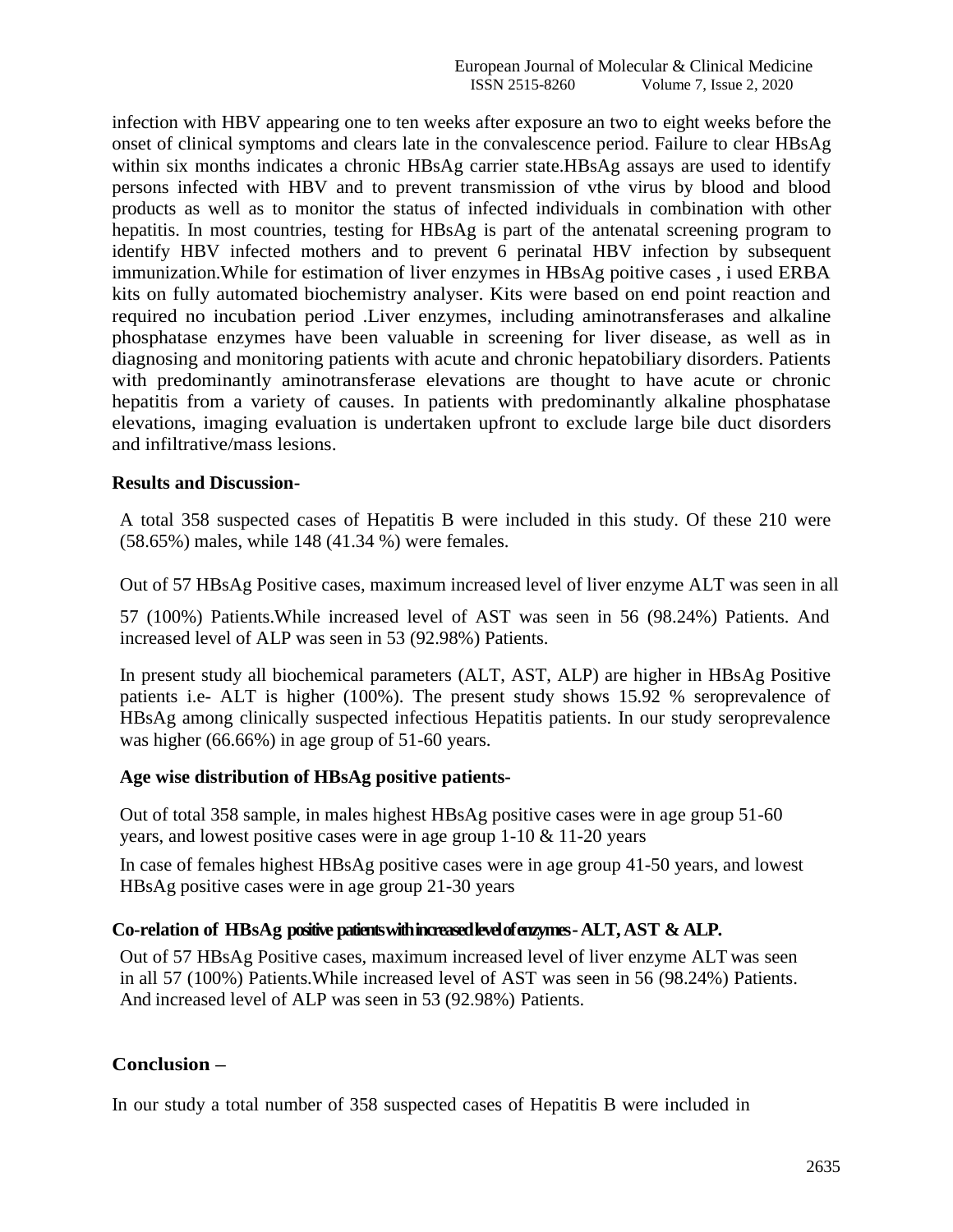infection with HBV appearing one to ten weeks after exposure an two to eight weeks before the onset of clinical symptoms and clears late in the convalescence period. Failure to clear HBsAg within six months indicates a chronic HBsAg carrier state.HBsAg assays are used to identify persons infected with HBV and to prevent transmission of vthe virus by blood and blood products as well as to monitor the status of infected individuals in combination with other hepatitis. In most countries, testing for HBsAg is part of the antenatal screening program to identify HBV infected mothers and to prevent 6 perinatal HBV infection by subsequent immunization.While for estimation of liver enzymes in HBsAg poitive cases , i used ERBA kits on fully automated biochemistry analyser. Kits were based on end point reaction and required no incubation period .Liver enzymes, including aminotransferases and alkaline phosphatase enzymes have been valuable in screening for liver disease, as well as in diagnosing and monitoring patients with acute and chronic hepatobiliary disorders. Patients with predominantly aminotransferase elevations are thought to have acute or chronic hepatitis from a variety of causes. In patients with predominantly alkaline phosphatase elevations, imaging evaluation is undertaken upfront to exclude large bile duct disorders and infiltrative/mass lesions.

**Results and Discussion-**

A total 358 suspected cases of Hepatitis B were included in this study. Of these 210 were (58.65%) males, while 148 (41.34 %) were females.

Out of 57 HBsAg Positive cases, maximum increased level of liver enzyme ALT was seen in all

57 (100%) Patients.While increased level of AST was seen in 56 (98.24%) Patients. And increased level of ALP was seen in 53 (92.98%) Patients.

In present study all biochemical parameters (ALT, AST, ALP) are higher in HBsAg Positive patients i.e- ALT is higher (100%). The present study shows 15.92 % seroprevalence of HBsAg among clinically suspected infectious Hepatitis patients. In our study seroprevalence was higher (66.66%) in age group of 51-60 years.

**Age wise distribution of HBsAg positive patients-**

Out of total 358 sample, in males highest HBsAg positive cases were in age group 51-60 years, and lowest positive cases were in age group 1-10 & 11-20 years

In case of females highest HBsAg positive cases were in age group 41-50 years, and lowest HBsAg positive cases were in age group 21-30 years

**Co-relation of HBsAg positive patients with increased level of enzymes - ALT, AST & ALP.**

Out of 57 HBsAg Positive cases, maximum increased level of liver enzyme ALT was seen in all 57 (100%) Patients.While increased level of AST was seen in 56 (98.24%) Patients. And increased level of ALP was seen in 53 (92.98%) Patients.

## Conclusion –

In our study a total number of 358 suspected cases of Hepatitis B were included in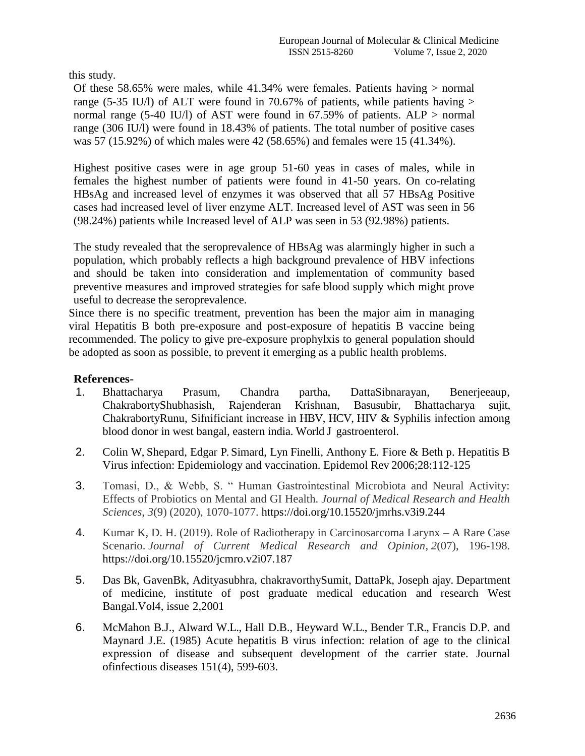this study.

Of these 58.65% were males, while 41.34% were females. Patients having > normal range (5-35 IU/l) of ALT were found in 70.67% of patients, while patients having > normal range (5-40 IU/l) of AST were found in 67.59% of patients. ALP > normal range (306 IU/l) were found in 18.43% of patients. The total number of positive cases was 57 (15.92%) of which males were 42 (58.65%) and females were 15 (41.34%).

Highest positive cases were in age group 51-60 yeas in cases of males, while in females the highest number of patients were found in 41-50 years. On co-relating HBsAg and increased level of enzymes it was observed that all 57 HBsAg Positive cases had increased level of liver enzyme ALT. Increased level of AST was seen in 56 (98.24%) patients while Increased level of ALP was seen in 53 (92.98%) patients.

The study revealed that the seroprevalence of HBsAg was alarmingly higher in such a population, which probably reflects a high background prevalence of HBV infections and should be taken into consideration and implementation of community based preventive measures and improved strategies for safe blood supply which might prove useful to decrease the seroprevalence.

Since there is no specific treatment, prevention has been the major aim in managing viral Hepatitis B both pre-exposure and post-exposure of hepatitis B vaccine being recommended. The policy to give pre-exposure prophylxis to general population should be adopted as soon as possible, to prevent it emerging as a public health problems.

**References-**

1. Bhattacharya Prasum, Chandra partha, DattaSibnarayan, Benerjeeaup, ChakrabortyShubhasish, Rajenderan Krishnan, Basusubir, Bhattacharya sujit, ChakrabortyRunu, Sifnificiant increase in HBV, HCV, HIV & Syphilis infection among blood donor in west bangal, eastern india. World J gastroenterol.
2. Colin W, Shepard, Edgar P. Simard, Lyn Finelli, Anthony E. Fiore & Beth p. Hepatitis B Virus infection: Epidemiology and vaccination. Epidemol Rev 2006;28:112-125
3. Tomasi, D., & Webb, S. " Human Gastrointestinal Microbiota and Neural Activity: Effects of Probiotics on Mental and GI Health. *Journal of Medical Research and Health Sciences*, *3*(9) (2020), 1070-1077. https://doi.org/10.15520/jmrhs.v3i9.244
4. Kumar K, D. H. (2019). Role of Radiotherapy in Carcinosarcoma Larynx – A Rare Case Scenario. *Journal of Current Medical Research and Opinion*, *2*(07), 196-198. https://doi.org/10.15520/jcmro.v2i07.187
5. Das Bk, GavenBk, Adityasubhra, chakravorthySumit, DattaPk, Joseph ajay. Department of medicine, institute of post graduate medical education and research West Bangal.Vol4, issue 2,2001
6. McMahon B.J., Alward W.L., Hall D.B., Heyward W.L., Bender T.R., Francis D.P. and Maynard J.E. (1985) Acute hepatitis B virus infection: relation of age to the clinical expression of disease and subsequent development of the carrier state. Journal ofinfectious diseases 151(4), 599-603.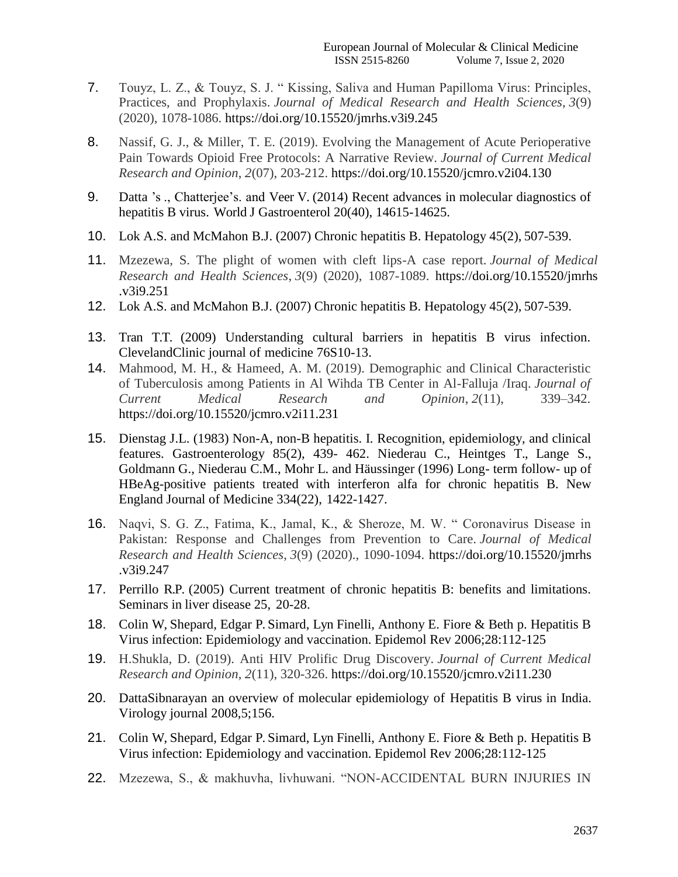7. Touyz, L. Z., & Touyz, S. J. " Kissing, Saliva and Human Papilloma Virus: Principles, Practices, and Prophylaxis. *Journal of Medical Research and Health Sciences*, *3*(9) (2020), 1078-1086. https://doi.org/10.15520/jmrhs.v3i9.245

8. Nassif, G. J., & Miller, T. E. (2019). Evolving the Management of Acute Perioperative Pain Towards Opioid Free Protocols: A Narrative Review. *Journal of Current Medical Research and Opinion*, *2*(07), 203-212. https://doi.org/10.15520/jcmro.v2i04.130

9. Datta 's ., Chatterjee's. and Veer V. (2014) Recent advances in molecular diagnostics of hepatitis B virus. World J Gastroenterol 20(40), 14615-14625.

10. Lok A.S. and McMahon B.J. (2007) Chronic hepatitis B. Hepatology 45(2), 507-539.

11. Mzezewa, S. The plight of women with cleft lips-A case report. *Journal of Medical Research and Health Sciences*, *3*(9) (2020), 1087-1089. https://doi.org/10.15520/jmrhs.v3i9.251

12. Lok A.S. and McMahon B.J. (2007) Chronic hepatitis B. Hepatology 45(2), 507-539.

13. Tran T.T. (2009) Understanding cultural barriers in hepatitis B virus infection. ClevelandClinic journal of medicine 76S10-13.

14. Mahmood, M. H., & Hameed, A. M. (2019). Demographic and Clinical Characteristic of Tuberculosis among Patients in Al Wihda TB Center in Al-Falluja /Iraq. *Journal of Current Medical Research and Opinion*, *2*(11), 339–342. https://doi.org/10.15520/jcmro.v2i11.231

15. Dienstag J.L. (1983) Non-A, non-B hepatitis. I. Recognition, epidemiology, and clinical features. Gastroenterology 85(2), 439- 462. Niederau C., Heintges T., Lange S., Goldmann G., Niederau C.M., Mohr L. and Häussinger (1996) Long- term follow- up of HBeAg-positive patients treated with interferon alfa for chronic hepatitis B. New England Journal of Medicine 334(22), 1422-1427.

16. Naqvi, S. G. Z., Fatima, K., Jamal, K., & Sheroze, M. W. " Coronavirus Disease in Pakistan: Response and Challenges from Prevention to Care. *Journal of Medical Research and Health Sciences*, *3*(9) (2020)., 1090-1094. https://doi.org/10.15520/jmrhs.v3i9.247

17. Perrillo R.P. (2005) Current treatment of chronic hepatitis B: benefits and limitations. Seminars in liver disease 25, 20-28.

18. Colin W, Shepard, Edgar P. Simard, Lyn Finelli, Anthony E. Fiore & Beth p. Hepatitis B Virus infection: Epidemiology and vaccination. Epidemol Rev 2006;28:112-125

19. H.Shukla, D. (2019). Anti HIV Prolific Drug Discovery. *Journal of Current Medical Research and Opinion*, *2*(11), 320-326. https://doi.org/10.15520/jcmro.v2i11.230

20. DattaSibnarayan an overview of molecular epidemiology of Hepatitis B virus in India. Virology journal 2008,5;156.

21. Colin W, Shepard, Edgar P. Simard, Lyn Finelli, Anthony E. Fiore & Beth p. Hepatitis B Virus infection: Epidemiology and vaccination. Epidemol Rev 2006;28:112-125

22. Mzezewa, S., & makhuvha, livhuwani. "NON-ACCIDENTAL BURN INJURIES IN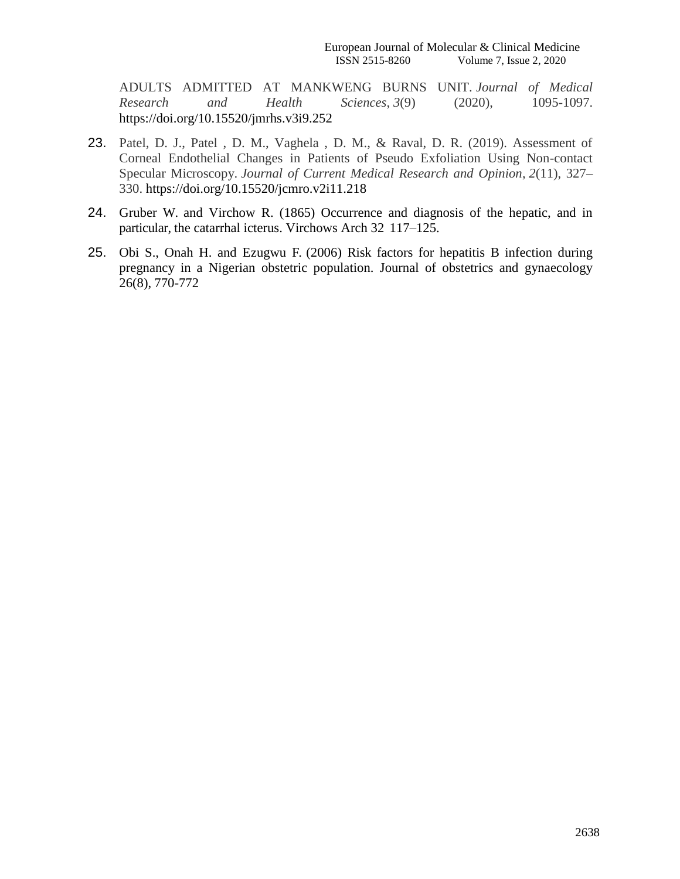ADULTS ADMITTED AT MANKWENG BURNS UNIT. *Journal of Medical Research and Health Sciences*, *3*(9) (2020), 1095-1097. https://doi.org/10.15520/jmrhs.v3i9.252

23. Patel, D. J., Patel , D. M., Vaghela , D. M., & Raval, D. R. (2019). Assessment of Corneal Endothelial Changes in Patients of Pseudo Exfoliation Using Non-contact Specular Microscopy. *Journal of Current Medical Research and Opinion*, *2*(11), 327–330. https://doi.org/10.15520/jcmro.v2i11.218
24. Gruber W. and Virchow R. (1865) Occurrence and diagnosis of the hepatic, and in particular, the catarrhal icterus. Virchows Arch 32 117–125.
25. Obi S., Onah H. and Ezugwu F. (2006) Risk factors for hepatitis B infection during pregnancy in a Nigerian obstetric population. Journal of obstetrics and gynaecology 26(8), 770-772